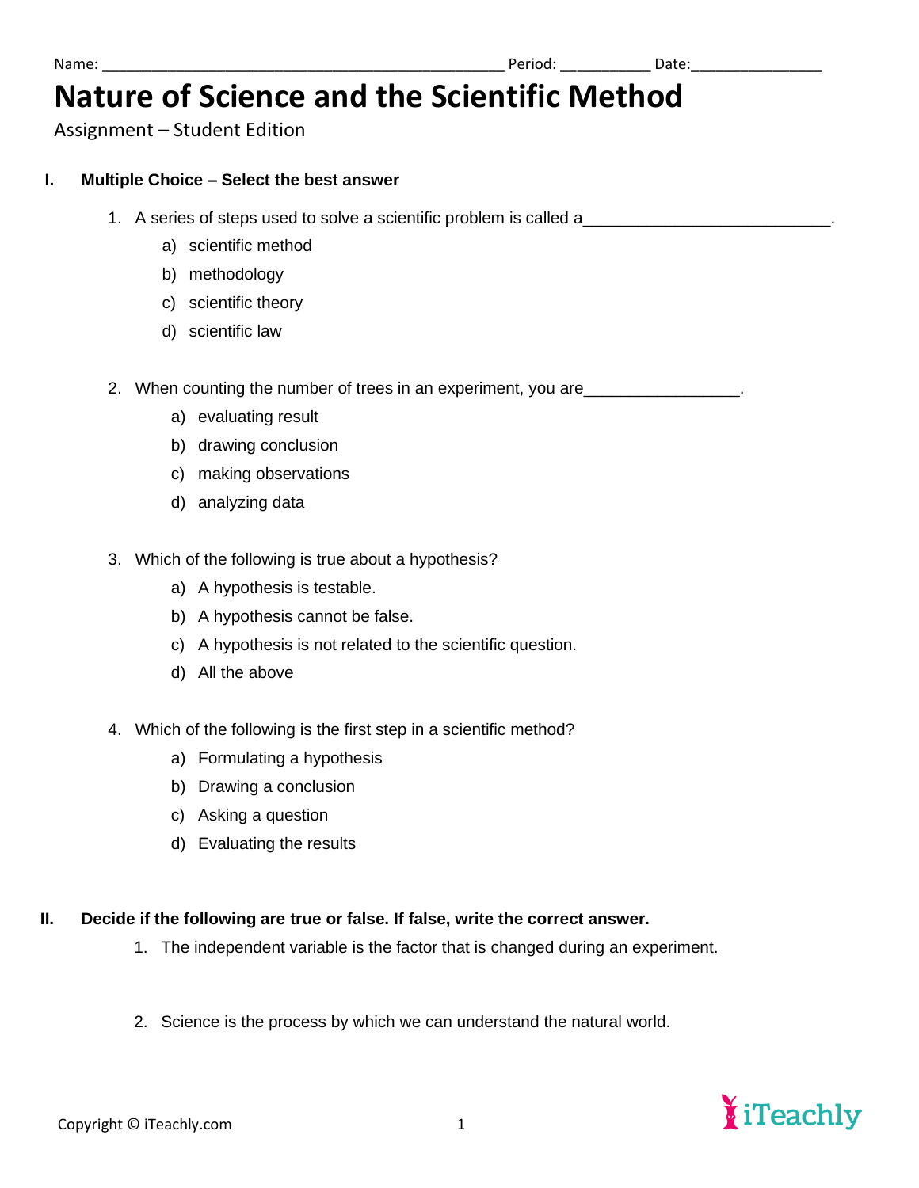Name: _______________________________________________ Period: __________ Date:_______________

# Nature of Science and the Scientific Method

Assignment – Student Edition

## I. Multiple Choice – Select the best answer

1. A series of steps used to solve a scientific problem is called a__________________________.
   a) scientific method
   b) methodology
   c) scientific theory
   d) scientific law

2. When counting the number of trees in an experiment, you are________________.
   a) evaluating result
   b) drawing conclusion
   c) making observations
   d) analyzing data

3. Which of the following is true about a hypothesis?
   a) A hypothesis is testable.
   b) A hypothesis cannot be false.
   c) A hypothesis is not related to the scientific question.
   d) All the above

4. Which of the following is the first step in a scientific method?
   a) Formulating a hypothesis
   b) Drawing a conclusion
   c) Asking a question
   d) Evaluating the results

## II. Decide if the following are true or false. If false, write the correct answer.

1. The independent variable is the factor that is changed during an experiment.

2. Science is the process by which we can understand the natural world.

Copyright © iTeachly.com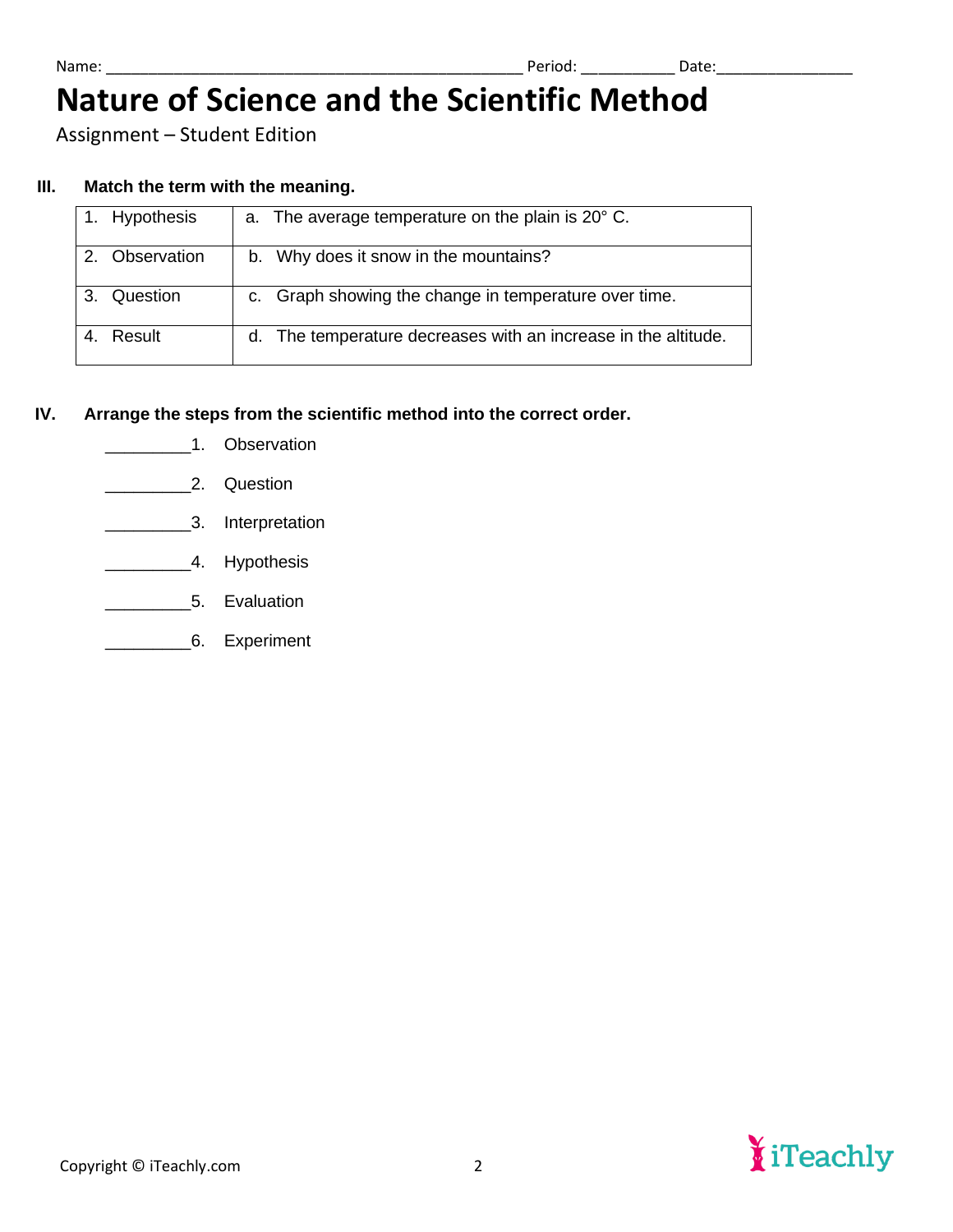Name: ______________________________________________ Period: __________ Date:_______________

# Nature of Science and the Scientific Method

Assignment – Student Edition

**III. Match the term with the meaning.**

| | |
|---|---|
| 1. Hypothesis | a. The average temperature on the plain is 20° C. |
| 2. Observation | b. Why does it snow in the mountains? |
| 3. Question | c. Graph showing the change in temperature over time. |
| 4. Result | d. The temperature decreases with an increase in the altitude. |

**IV. Arrange the steps from the scientific method into the correct order.**

_________1. Observation

_________2. Question

_________3. Interpretation

_________4. Hypothesis

_________5. Evaluation

_________6. Experiment

Copyright © iTeachly.com